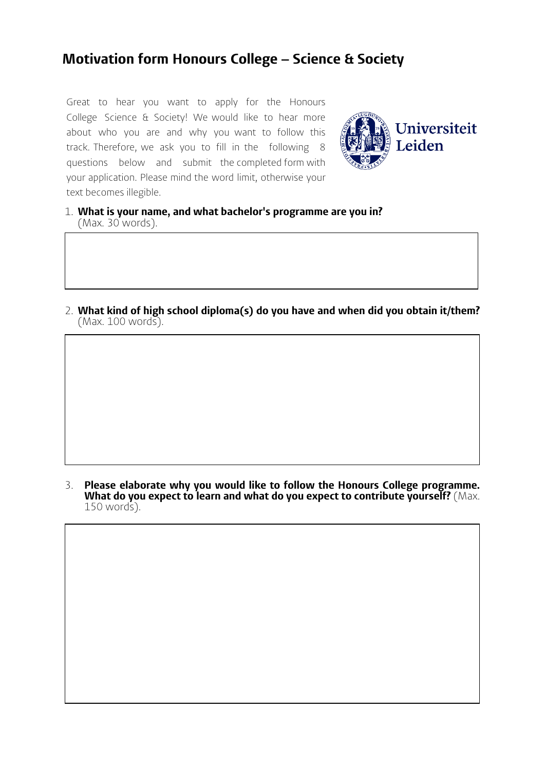# Motivation form Honours College – Science & Society

Great to hear you want to apply for the Honours College Science & Society! We would like to hear more about who you are and why you want to follow this track. Therefore, we ask you to fill in the following 8 questions below and submit the completed form with your application. Please mind the word limit, otherwise your text becomes illegible.

1. **What is your name, and what bachelor's programme are you in?** (Max. 30 words).

2. **What kind of high school diploma(s) do you have and when did you obtain it/them?** (Max. 100 words).

3. **Please elaborate why you would like to follow the Honours College programme. What do you expect to learn and what do you expect to contribute yourself?** (Max. 150 words).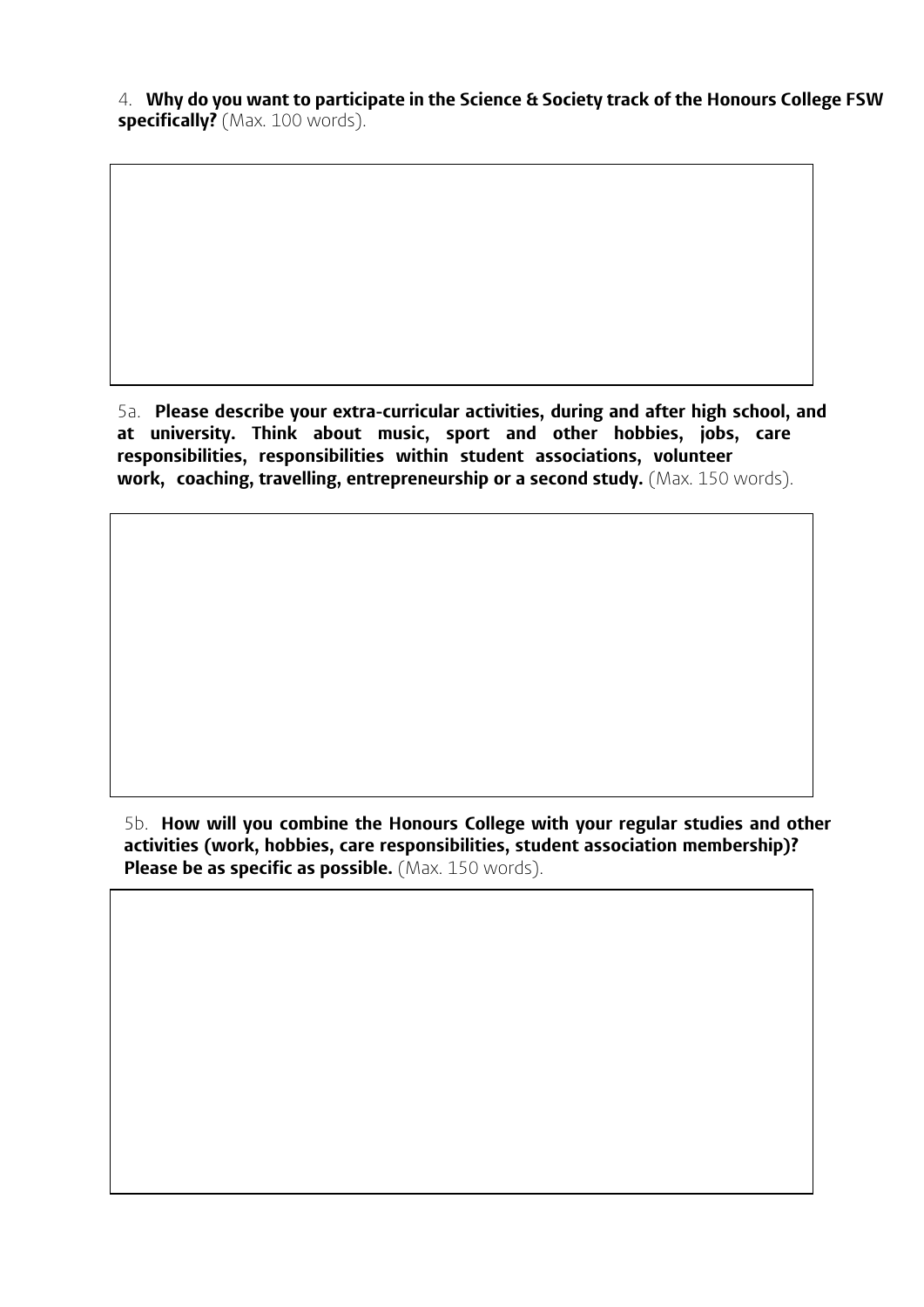4. **Why do you want to participate in the Science & Society track of the Honours College FSW specifically?** (Max. 100 words).

5a. **Please describe your extra-curricular activities, during and after high school, and at university. Think about music, sport and other hobbies, jobs, care responsibilities, responsibilities within student associations, volunteer work, coaching, travelling, entrepreneurship or a second study.** (Max. 150 words).

5b. **How will you combine the Honours College with your regular studies and other activities (work, hobbies, care responsibilities, student association membership)? Please be as specific as possible.** (Max. 150 words).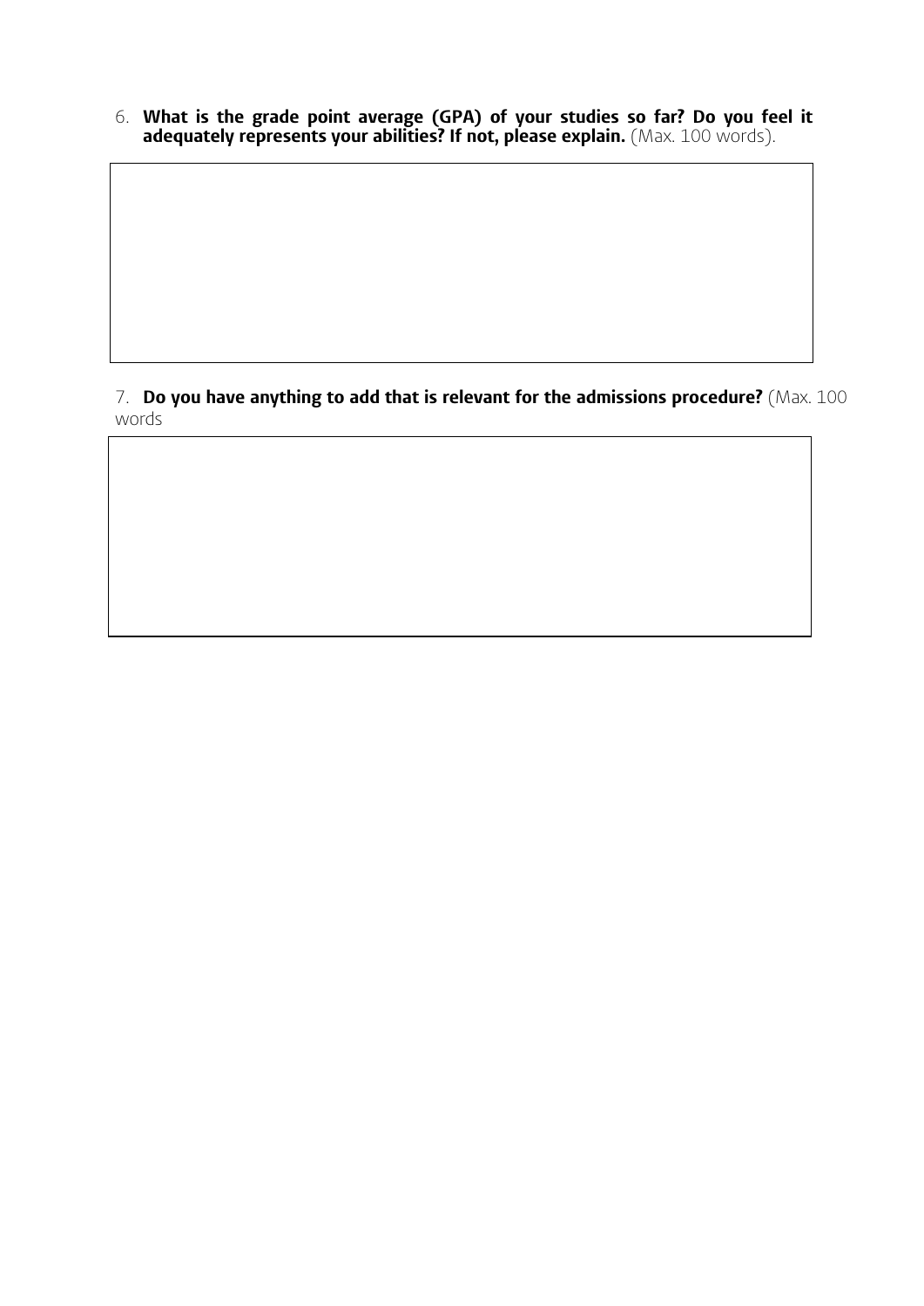6. **What is the grade point average (GPA) of your studies so far? Do you feel it adequately represents your abilities? If not, please explain.** (Max. 100 words).

| |
|---|
| |

7. **Do you have anything to add that is relevant for the admissions procedure?** (Max. 100 words

| |
|---|
| |